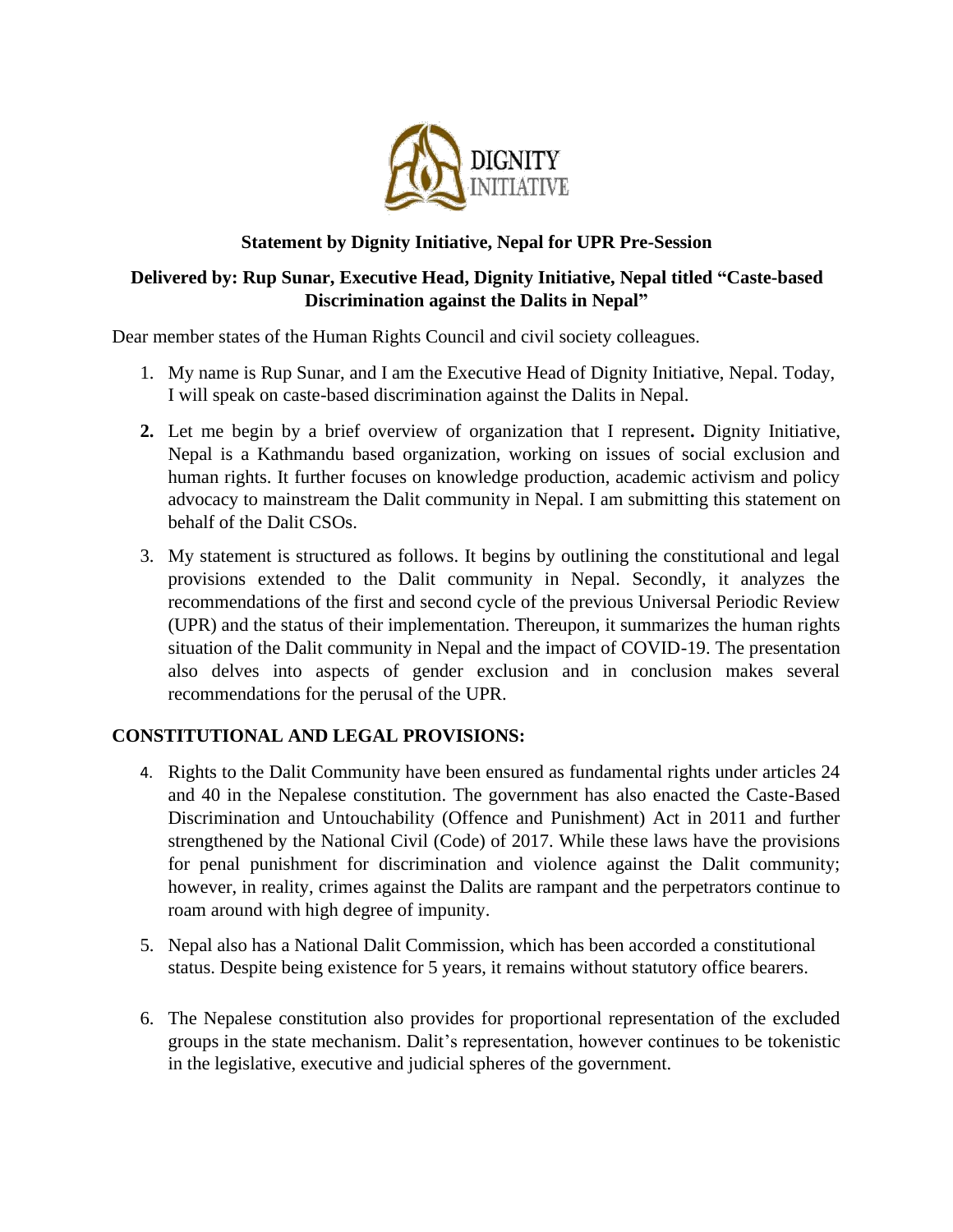DIGNITY INITIATIVE

**Statement by Dignity Initiative, Nepal for UPR Pre-Session**

**Delivered by: Rup Sunar, Executive Head, Dignity Initiative, Nepal titled "Caste-based Discrimination against the Dalits in Nepal"**

Dear member states of the Human Rights Council and civil society colleagues.

1. My name is Rup Sunar, and I am the Executive Head of Dignity Initiative, Nepal. Today, I will speak on caste-based discrimination against the Dalits in Nepal.

2. Let me begin by a brief overview of organization that I represent**.** Dignity Initiative, Nepal is a Kathmandu based organization, working on issues of social exclusion and human rights. It further focuses on knowledge production, academic activism and policy advocacy to mainstream the Dalit community in Nepal. I am submitting this statement on behalf of the Dalit CSOs.

3. My statement is structured as follows. It begins by outlining the constitutional and legal provisions extended to the Dalit community in Nepal. Secondly, it analyzes the recommendations of the first and second cycle of the previous Universal Periodic Review (UPR) and the status of their implementation. Thereupon, it summarizes the human rights situation of the Dalit community in Nepal and the impact of COVID-19. The presentation also delves into aspects of gender exclusion and in conclusion makes several recommendations for the perusal of the UPR.

## CONSTITUTIONAL AND LEGAL PROVISIONS:

4. Rights to the Dalit Community have been ensured as fundamental rights under articles 24 and 40 in the Nepalese constitution. The government has also enacted the Caste-Based Discrimination and Untouchability (Offence and Punishment) Act in 2011 and further strengthened by the National Civil (Code) of 2017. While these laws have the provisions for penal punishment for discrimination and violence against the Dalit community; however, in reality, crimes against the Dalits are rampant and the perpetrators continue to roam around with high degree of impunity.

5. Nepal also has a National Dalit Commission, which has been accorded a constitutional status. Despite being existence for 5 years, it remains without statutory office bearers.

6. The Nepalese constitution also provides for proportional representation of the excluded groups in the state mechanism. Dalit's representation, however continues to be tokenistic in the legislative, executive and judicial spheres of the government.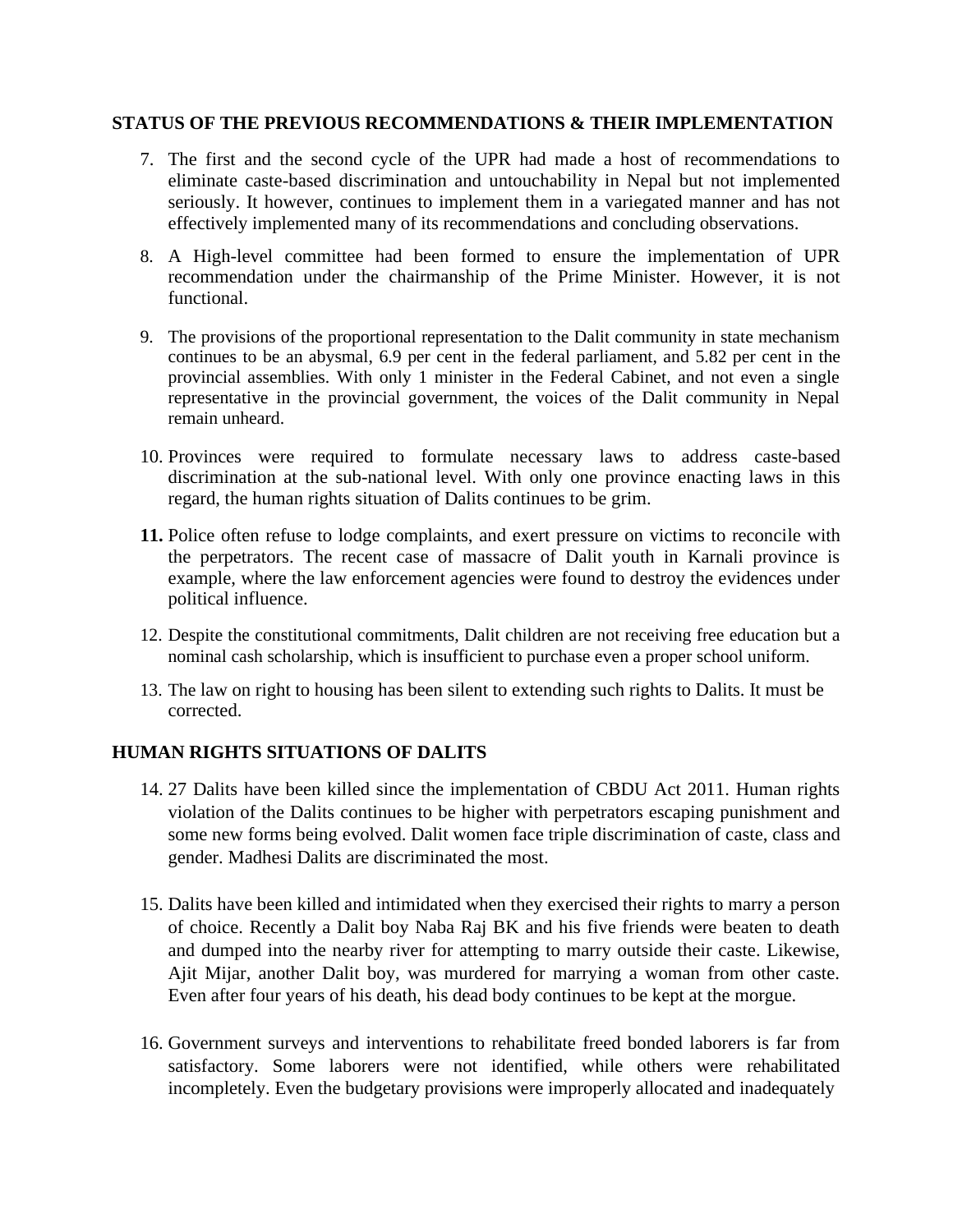## STATUS OF THE PREVIOUS RECOMMENDATIONS & THEIR IMPLEMENTATION

7. The first and the second cycle of the UPR had made a host of recommendations to eliminate caste-based discrimination and untouchability in Nepal but not implemented seriously. It however, continues to implement them in a variegated manner and has not effectively implemented many of its recommendations and concluding observations.

8. A High-level committee had been formed to ensure the implementation of UPR recommendation under the chairmanship of the Prime Minister. However, it is not functional.

9. The provisions of the proportional representation to the Dalit community in state mechanism continues to be an abysmal, 6.9 per cent in the federal parliament, and 5.82 per cent in the provincial assemblies. With only 1 minister in the Federal Cabinet, and not even a single representative in the provincial government, the voices of the Dalit community in Nepal remain unheard.

10. Provinces were required to formulate necessary laws to address caste-based discrimination at the sub-national level. With only one province enacting laws in this regard, the human rights situation of Dalits continues to be grim.

11. Police often refuse to lodge complaints, and exert pressure on victims to reconcile with the perpetrators. The recent case of massacre of Dalit youth in Karnali province is example, where the law enforcement agencies were found to destroy the evidences under political influence.

12. Despite the constitutional commitments, Dalit children are not receiving free education but a nominal cash scholarship, which is insufficient to purchase even a proper school uniform.

13. The law on right to housing has been silent to extending such rights to Dalits. It must be corrected.

## HUMAN RIGHTS SITUATIONS OF DALITS

14. 27 Dalits have been killed since the implementation of CBDU Act 2011. Human rights violation of the Dalits continues to be higher with perpetrators escaping punishment and some new forms being evolved. Dalit women face triple discrimination of caste, class and gender. Madhesi Dalits are discriminated the most.

15. Dalits have been killed and intimidated when they exercised their rights to marry a person of choice. Recently a Dalit boy Naba Raj BK and his five friends were beaten to death and dumped into the nearby river for attempting to marry outside their caste. Likewise, Ajit Mijar, another Dalit boy, was murdered for marrying a woman from other caste. Even after four years of his death, his dead body continues to be kept at the morgue.

16. Government surveys and interventions to rehabilitate freed bonded laborers is far from satisfactory. Some laborers were not identified, while others were rehabilitated incompletely. Even the budgetary provisions were improperly allocated and inadequately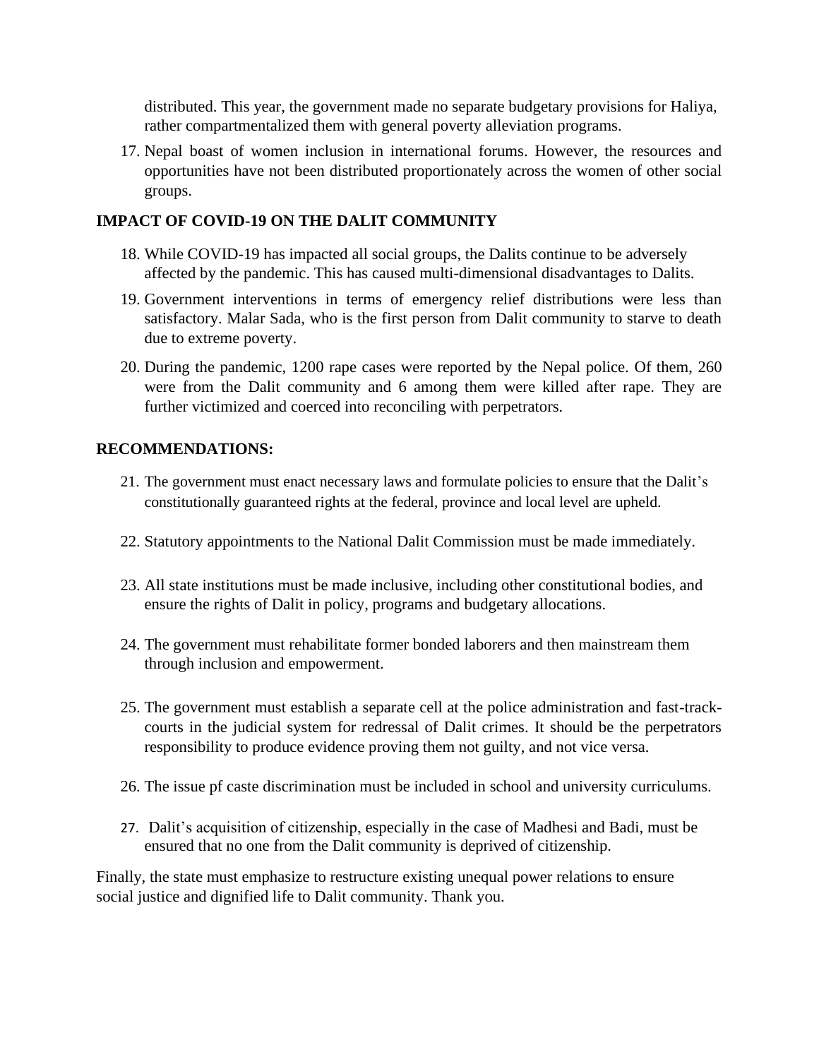distributed. This year, the government made no separate budgetary provisions for Haliya, rather compartmentalized them with general poverty alleviation programs.

17. Nepal boast of women inclusion in international forums. However, the resources and opportunities have not been distributed proportionately across the women of other social groups.

## IMPACT OF COVID-19 ON THE DALIT COMMUNITY

18. While COVID-19 has impacted all social groups, the Dalits continue to be adversely affected by the pandemic. This has caused multi-dimensional disadvantages to Dalits.
19. Government interventions in terms of emergency relief distributions were less than satisfactory. Malar Sada, who is the first person from Dalit community to starve to death due to extreme poverty.
20. During the pandemic, 1200 rape cases were reported by the Nepal police. Of them, 260 were from the Dalit community and 6 among them were killed after rape. They are further victimized and coerced into reconciling with perpetrators.

## RECOMMENDATIONS:

21. The government must enact necessary laws and formulate policies to ensure that the Dalit's constitutionally guaranteed rights at the federal, province and local level are upheld.
22. Statutory appointments to the National Dalit Commission must be made immediately.
23. All state institutions must be made inclusive, including other constitutional bodies, and ensure the rights of Dalit in policy, programs and budgetary allocations.
24. The government must rehabilitate former bonded laborers and then mainstream them through inclusion and empowerment.
25. The government must establish a separate cell at the police administration and fast-track-courts in the judicial system for redressal of Dalit crimes. It should be the perpetrators responsibility to produce evidence proving them not guilty, and not vice versa.
26. The issue pf caste discrimination must be included in school and university curriculums.
27. Dalit's acquisition of citizenship, especially in the case of Madhesi and Badi, must be ensured that no one from the Dalit community is deprived of citizenship.

Finally, the state must emphasize to restructure existing unequal power relations to ensure social justice and dignified life to Dalit community. Thank you.